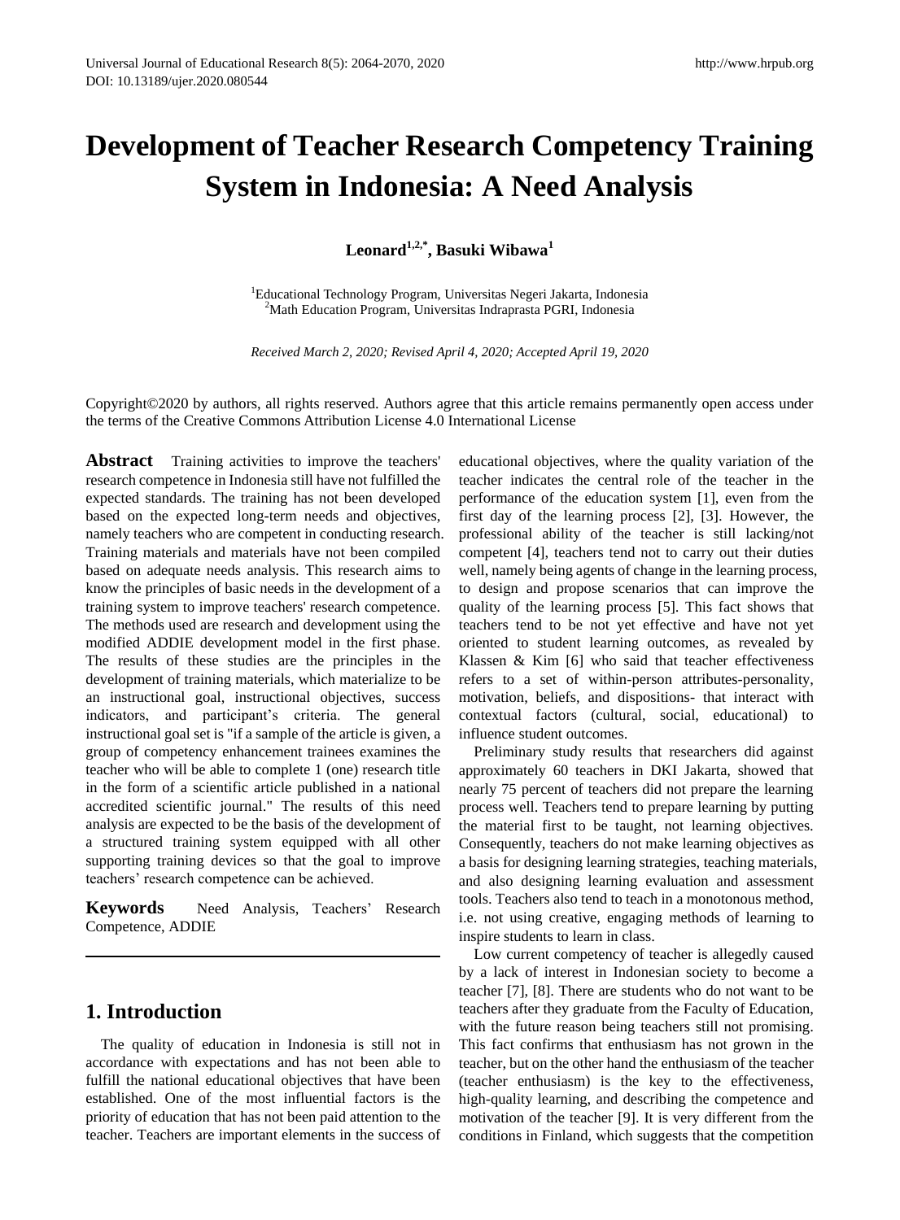# Development of Teacher Research Competency Training System in Indonesia: A Need Analysis

**Leonard[1,2,*], Basuki Wibawa[1]**

[1]Educational Technology Program, Universitas Negeri Jakarta, Indonesia
[2]Math Education Program, Universitas Indraprasta PGRI, Indonesia

*Received March 2, 2020; Revised April 4, 2020; Accepted April 19, 2020*

Copyright©2020 by authors, all rights reserved. Authors agree that this article remains permanently open access under the terms of the Creative Commons Attribution License 4.0 International License

**Abstract** Training activities to improve the teachers' research competence in Indonesia still have not fulfilled the expected standards. The training has not been developed based on the expected long-term needs and objectives, namely teachers who are competent in conducting research. Training materials and materials have not been compiled based on adequate needs analysis. This research aims to know the principles of basic needs in the development of a training system to improve teachers' research competence. The methods used are research and development using the modified ADDIE development model in the first phase. The results of these studies are the principles in the development of training materials, which materialize to be an instructional goal, instructional objectives, success indicators, and participant's criteria. The general instructional goal set is "if a sample of the article is given, a group of competency enhancement trainees examines the teacher who will be able to complete 1 (one) research title in the form of a scientific article published in a national accredited scientific journal." The results of this need analysis are expected to be the basis of the development of a structured training system equipped with all other supporting training devices so that the goal to improve teachers' research competence can be achieved.

**Keywords** Need Analysis, Teachers' Research Competence, ADDIE

## 1. Introduction

The quality of education in Indonesia is still not in accordance with expectations and has not been able to fulfill the national educational objectives that have been established. One of the most influential factors is the priority of education that has not been paid attention to the teacher. Teachers are important elements in the success of educational objectives, where the quality variation of the teacher indicates the central role of the teacher in the performance of the education system [1], even from the first day of the learning process [2], [3]. However, the professional ability of the teacher is still lacking/not competent [4], teachers tend not to carry out their duties well, namely being agents of change in the learning process, to design and propose scenarios that can improve the quality of the learning process [5]. This fact shows that teachers tend to be not yet effective and have not yet oriented to student learning outcomes, as revealed by Klassen & Kim [6] who said that teacher effectiveness refers to a set of within-person attributes-personality, motivation, beliefs, and dispositions- that interact with contextual factors (cultural, social, educational) to influence student outcomes.

Preliminary study results that researchers did against approximately 60 teachers in DKI Jakarta, showed that nearly 75 percent of teachers did not prepare the learning process well. Teachers tend to prepare learning by putting the material first to be taught, not learning objectives. Consequently, teachers do not make learning objectives as a basis for designing learning strategies, teaching materials, and also designing learning evaluation and assessment tools. Teachers also tend to teach in a monotonous method, i.e. not using creative, engaging methods of learning to inspire students to learn in class.

Low current competency of teacher is allegedly caused by a lack of interest in Indonesian society to become a teacher [7], [8]. There are students who do not want to be teachers after they graduate from the Faculty of Education, with the future reason being teachers still not promising. This fact confirms that enthusiasm has not grown in the teacher, but on the other hand the enthusiasm of the teacher (teacher enthusiasm) is the key to the effectiveness, high-quality learning, and describing the competence and motivation of the teacher [9]. It is very different from the conditions in Finland, which suggests that the competition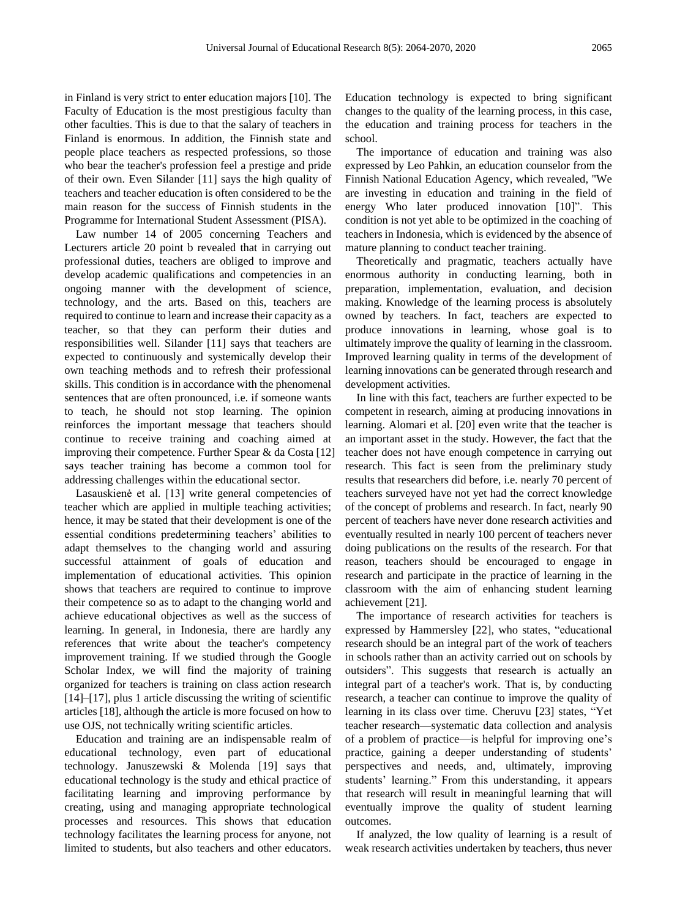in Finland is very strict to enter education majors [10]. The Faculty of Education is the most prestigious faculty than other faculties. This is due to that the salary of teachers in Finland is enormous. In addition, the Finnish state and people place teachers as respected professions, so those who bear the teacher's profession feel a prestige and pride of their own. Even Silander [11] says the high quality of teachers and teacher education is often considered to be the main reason for the success of Finnish students in the Programme for International Student Assessment (PISA).

Law number 14 of 2005 concerning Teachers and Lecturers article 20 point b revealed that in carrying out professional duties, teachers are obliged to improve and develop academic qualifications and competencies in an ongoing manner with the development of science, technology, and the arts. Based on this, teachers are required to continue to learn and increase their capacity as a teacher, so that they can perform their duties and responsibilities well. Silander [11] says that teachers are expected to continuously and systemically develop their own teaching methods and to refresh their professional skills. This condition is in accordance with the phenomenal sentences that are often pronounced, i.e. if someone wants to teach, he should not stop learning. The opinion reinforces the important message that teachers should continue to receive training and coaching aimed at improving their competence. Further Spear & da Costa [12] says teacher training has become a common tool for addressing challenges within the educational sector.

Lasauskienė et al. [13] write general competencies of teacher which are applied in multiple teaching activities; hence, it may be stated that their development is one of the essential conditions predetermining teachers' abilities to adapt themselves to the changing world and assuring successful attainment of goals of education and implementation of educational activities. This opinion shows that teachers are required to continue to improve their competence so as to adapt to the changing world and achieve educational objectives as well as the success of learning. In general, in Indonesia, there are hardly any references that write about the teacher's competency improvement training. If we studied through the Google Scholar Index, we will find the majority of training organized for teachers is training on class action research [14]–[17], plus 1 article discussing the writing of scientific articles [18], although the article is more focused on how to use OJS, not technically writing scientific articles.

Education and training are an indispensable realm of educational technology, even part of educational technology. Januszewski & Molenda [19] says that educational technology is the study and ethical practice of facilitating learning and improving performance by creating, using and managing appropriate technological processes and resources. This shows that education technology facilitates the learning process for anyone, not limited to students, but also teachers and other educators. Education technology is expected to bring significant changes to the quality of the learning process, in this case, the education and training process for teachers in the school.

The importance of education and training was also expressed by Leo Pahkin, an education counselor from the Finnish National Education Agency, which revealed, "We are investing in education and training in the field of energy Who later produced innovation [10]". This condition is not yet able to be optimized in the coaching of teachers in Indonesia, which is evidenced by the absence of mature planning to conduct teacher training.

Theoretically and pragmatic, teachers actually have enormous authority in conducting learning, both in preparation, implementation, evaluation, and decision making. Knowledge of the learning process is absolutely owned by teachers. In fact, teachers are expected to produce innovations in learning, whose goal is to ultimately improve the quality of learning in the classroom. Improved learning quality in terms of the development of learning innovations can be generated through research and development activities.

In line with this fact, teachers are further expected to be competent in research, aiming at producing innovations in learning. Alomari et al. [20] even write that the teacher is an important asset in the study. However, the fact that the teacher does not have enough competence in carrying out research. This fact is seen from the preliminary study results that researchers did before, i.e. nearly 70 percent of teachers surveyed have not yet had the correct knowledge of the concept of problems and research. In fact, nearly 90 percent of teachers have never done research activities and eventually resulted in nearly 100 percent of teachers never doing publications on the results of the research. For that reason, teachers should be encouraged to engage in research and participate in the practice of learning in the classroom with the aim of enhancing student learning achievement [21].

The importance of research activities for teachers is expressed by Hammersley [22], who states, "educational research should be an integral part of the work of teachers in schools rather than an activity carried out on schools by outsiders". This suggests that research is actually an integral part of a teacher's work. That is, by conducting research, a teacher can continue to improve the quality of learning in its class over time. Cheruvu [23] states, "Yet teacher research—systematic data collection and analysis of a problem of practice—is helpful for improving one's practice, gaining a deeper understanding of students' perspectives and needs, and, ultimately, improving students' learning." From this understanding, it appears that research will result in meaningful learning that will eventually improve the quality of student learning outcomes.

If analyzed, the low quality of learning is a result of weak research activities undertaken by teachers, thus never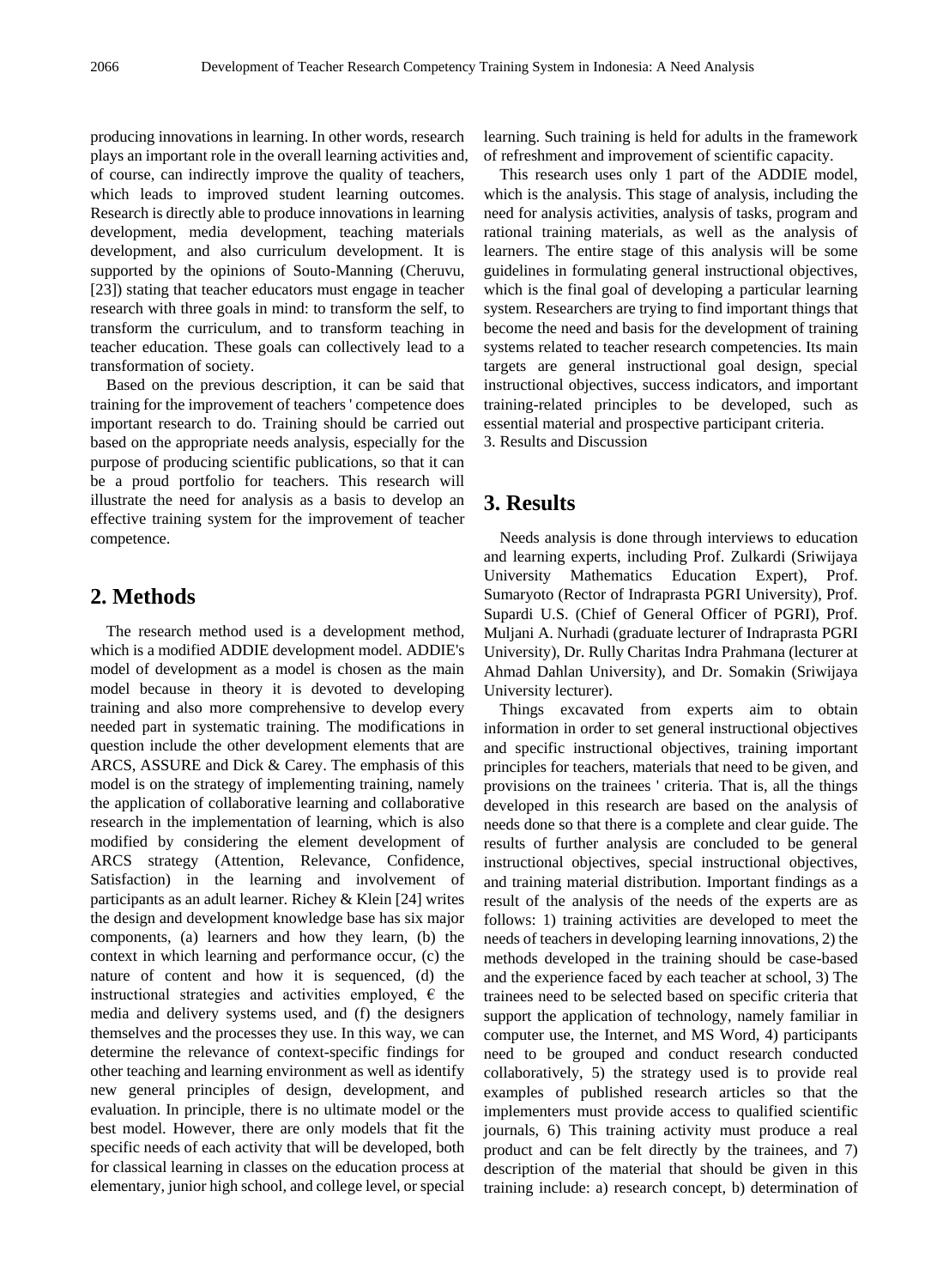producing innovations in learning. In other words, research plays an important role in the overall learning activities and, of course, can indirectly improve the quality of teachers, which leads to improved student learning outcomes. Research is directly able to produce innovations in learning development, media development, teaching materials development, and also curriculum development. It is supported by the opinions of Souto-Manning (Cheruvu, [23]) stating that teacher educators must engage in teacher research with three goals in mind: to transform the self, to transform the curriculum, and to transform teaching in teacher education. These goals can collectively lead to a transformation of society.

Based on the previous description, it can be said that training for the improvement of teachers ' competence does important research to do. Training should be carried out based on the appropriate needs analysis, especially for the purpose of producing scientific publications, so that it can be a proud portfolio for teachers. This research will illustrate the need for analysis as a basis to develop an effective training system for the improvement of teacher competence.

## 2. Methods

The research method used is a development method, which is a modified ADDIE development model. ADDIE's model of development as a model is chosen as the main model because in theory it is devoted to developing training and also more comprehensive to develop every needed part in systematic training. The modifications in question include the other development elements that are ARCS, ASSURE and Dick & Carey. The emphasis of this model is on the strategy of implementing training, namely the application of collaborative learning and collaborative research in the implementation of learning, which is also modified by considering the element development of ARCS strategy (Attention, Relevance, Confidence, Satisfaction) in the learning and involvement of participants as an adult learner. Richey & Klein [24] writes the design and development knowledge base has six major components, (a) learners and how they learn, (b) the context in which learning and performance occur, (c) the nature of content and how it is sequenced, (d) the instructional strategies and activities employed, € the media and delivery systems used, and (f) the designers themselves and the processes they use. In this way, we can determine the relevance of context-specific findings for other teaching and learning environment as well as identify new general principles of design, development, and evaluation. In principle, there is no ultimate model or the best model. However, there are only models that fit the specific needs of each activity that will be developed, both for classical learning in classes on the education process at elementary, junior high school, and college level, or special learning. Such training is held for adults in the framework of refreshment and improvement of scientific capacity.

This research uses only 1 part of the ADDIE model, which is the analysis. This stage of analysis, including the need for analysis activities, analysis of tasks, program and rational training materials, as well as the analysis of learners. The entire stage of this analysis will be some guidelines in formulating general instructional objectives, which is the final goal of developing a particular learning system. Researchers are trying to find important things that become the need and basis for the development of training systems related to teacher research competencies. Its main targets are general instructional goal design, special instructional objectives, success indicators, and important training-related principles to be developed, such as essential material and prospective participant criteria.

3. Results and Discussion

## 3. Results

Needs analysis is done through interviews to education and learning experts, including Prof. Zulkardi (Sriwijaya University Mathematics Education Expert), Prof. Sumaryoto (Rector of Indraprasta PGRI University), Prof. Supardi U.S. (Chief of General Officer of PGRI), Prof. Muljani A. Nurhadi (graduate lecturer of Indraprasta PGRI University), Dr. Rully Charitas Indra Prahmana (lecturer at Ahmad Dahlan University), and Dr. Somakin (Sriwijaya University lecturer).

Things excavated from experts aim to obtain information in order to set general instructional objectives and specific instructional objectives, training important principles for teachers, materials that need to be given, and provisions on the trainees ' criteria. That is, all the things developed in this research are based on the analysis of needs done so that there is a complete and clear guide. The results of further analysis are concluded to be general instructional objectives, special instructional objectives, and training material distribution. Important findings as a result of the analysis of the needs of the experts are as follows: 1) training activities are developed to meet the needs of teachers in developing learning innovations, 2) the methods developed in the training should be case-based and the experience faced by each teacher at school, 3) The trainees need to be selected based on specific criteria that support the application of technology, namely familiar in computer use, the Internet, and MS Word, 4) participants need to be grouped and conduct research conducted collaboratively, 5) the strategy used is to provide real examples of published research articles so that the implementers must provide access to qualified scientific journals, 6) This training activity must produce a real product and can be felt directly by the trainees, and 7) description of the material that should be given in this training include: a) research concept, b) determination of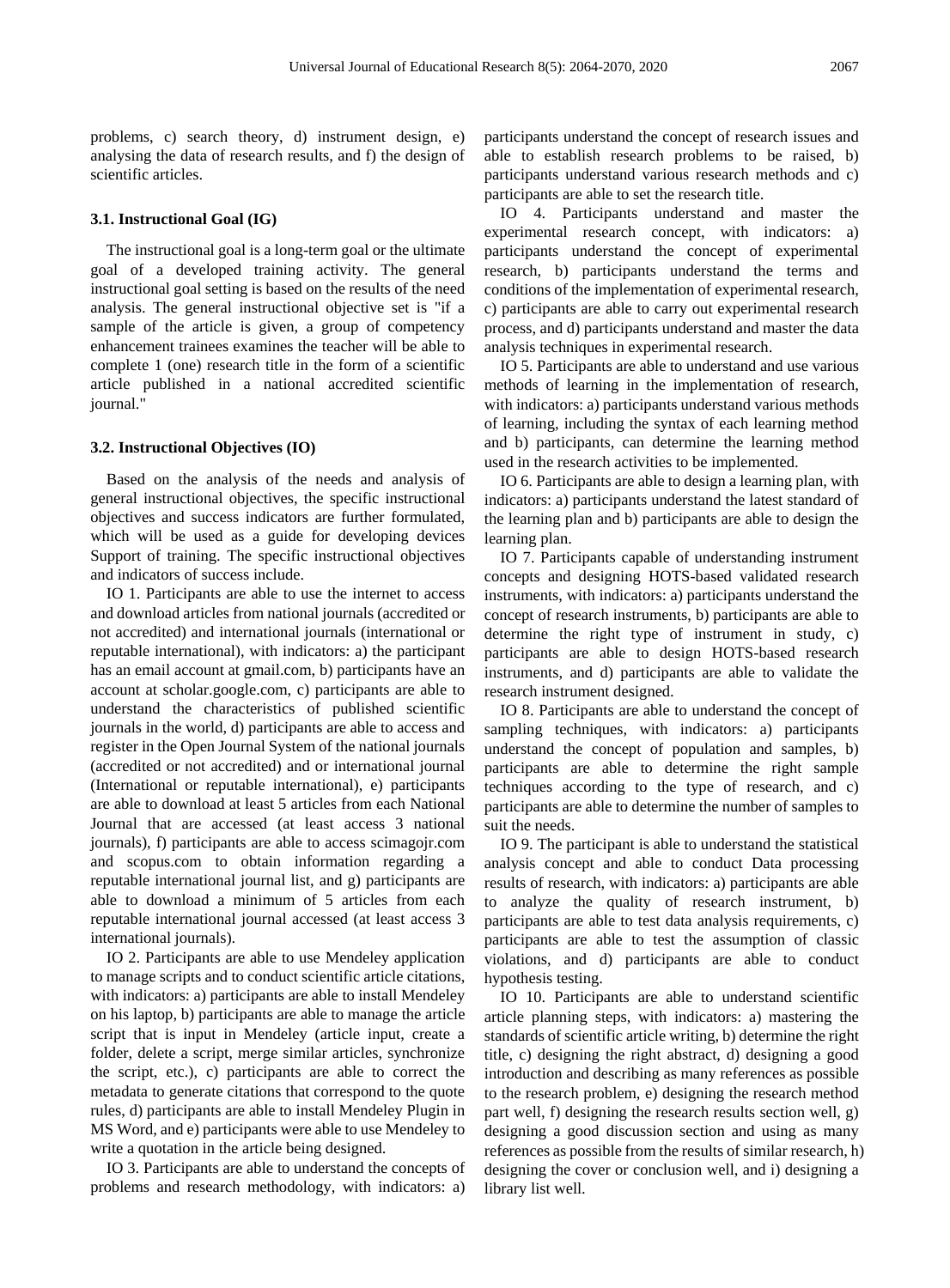problems, c) search theory, d) instrument design, e) analysing the data of research results, and f) the design of scientific articles.

### 3.1. Instructional Goal (IG)

The instructional goal is a long-term goal or the ultimate goal of a developed training activity. The general instructional goal setting is based on the results of the need analysis. The general instructional objective set is "if a sample of the article is given, a group of competency enhancement trainees examines the teacher will be able to complete 1 (one) research title in the form of a scientific article published in a national accredited scientific journal."

### 3.2. Instructional Objectives (IO)

Based on the analysis of the needs and analysis of general instructional objectives, the specific instructional objectives and success indicators are further formulated, which will be used as a guide for developing devices Support of training. The specific instructional objectives and indicators of success include.

IO 1. Participants are able to use the internet to access and download articles from national journals (accredited or not accredited) and international journals (international or reputable international), with indicators: a) the participant has an email account at gmail.com, b) participants have an account at scholar.google.com, c) participants are able to understand the characteristics of published scientific journals in the world, d) participants are able to access and register in the Open Journal System of the national journals (accredited or not accredited) and or international journal (International or reputable international), e) participants are able to download at least 5 articles from each National Journal that are accessed (at least access 3 national journals), f) participants are able to access scimagojr.com and scopus.com to obtain information regarding a reputable international journal list, and g) participants are able to download a minimum of 5 articles from each reputable international journal accessed (at least access 3 international journals).

IO 2. Participants are able to use Mendeley application to manage scripts and to conduct scientific article citations, with indicators: a) participants are able to install Mendeley on his laptop, b) participants are able to manage the article script that is input in Mendeley (article input, create a folder, delete a script, merge similar articles, synchronize the script, etc.), c) participants are able to correct the metadata to generate citations that correspond to the quote rules, d) participants are able to install Mendeley Plugin in MS Word, and e) participants were able to use Mendeley to write a quotation in the article being designed.

IO 3. Participants are able to understand the concepts of problems and research methodology, with indicators: a) participants understand the concept of research issues and able to establish research problems to be raised, b) participants understand various research methods and c) participants are able to set the research title.

IO 4. Participants understand and master the experimental research concept, with indicators: a) participants understand the concept of experimental research, b) participants understand the terms and conditions of the implementation of experimental research, c) participants are able to carry out experimental research process, and d) participants understand and master the data analysis techniques in experimental research.

IO 5. Participants are able to understand and use various methods of learning in the implementation of research, with indicators: a) participants understand various methods of learning, including the syntax of each learning method and b) participants, can determine the learning method used in the research activities to be implemented.

IO 6. Participants are able to design a learning plan, with indicators: a) participants understand the latest standard of the learning plan and b) participants are able to design the learning plan.

IO 7. Participants capable of understanding instrument concepts and designing HOTS-based validated research instruments, with indicators: a) participants understand the concept of research instruments, b) participants are able to determine the right type of instrument in study, c) participants are able to design HOTS-based research instruments, and d) participants are able to validate the research instrument designed.

IO 8. Participants are able to understand the concept of sampling techniques, with indicators: a) participants understand the concept of population and samples, b) participants are able to determine the right sample techniques according to the type of research, and c) participants are able to determine the number of samples to suit the needs.

IO 9. The participant is able to understand the statistical analysis concept and able to conduct Data processing results of research, with indicators: a) participants are able to analyze the quality of research instrument, b) participants are able to test data analysis requirements, c) participants are able to test the assumption of classic violations, and d) participants are able to conduct hypothesis testing.

IO 10. Participants are able to understand scientific article planning steps, with indicators: a) mastering the standards of scientific article writing, b) determine the right title, c) designing the right abstract, d) designing a good introduction and describing as many references as possible to the research problem, e) designing the research method part well, f) designing the research results section well, g) designing a good discussion section and using as many references as possible from the results of similar research, h) designing the cover or conclusion well, and i) designing a library list well.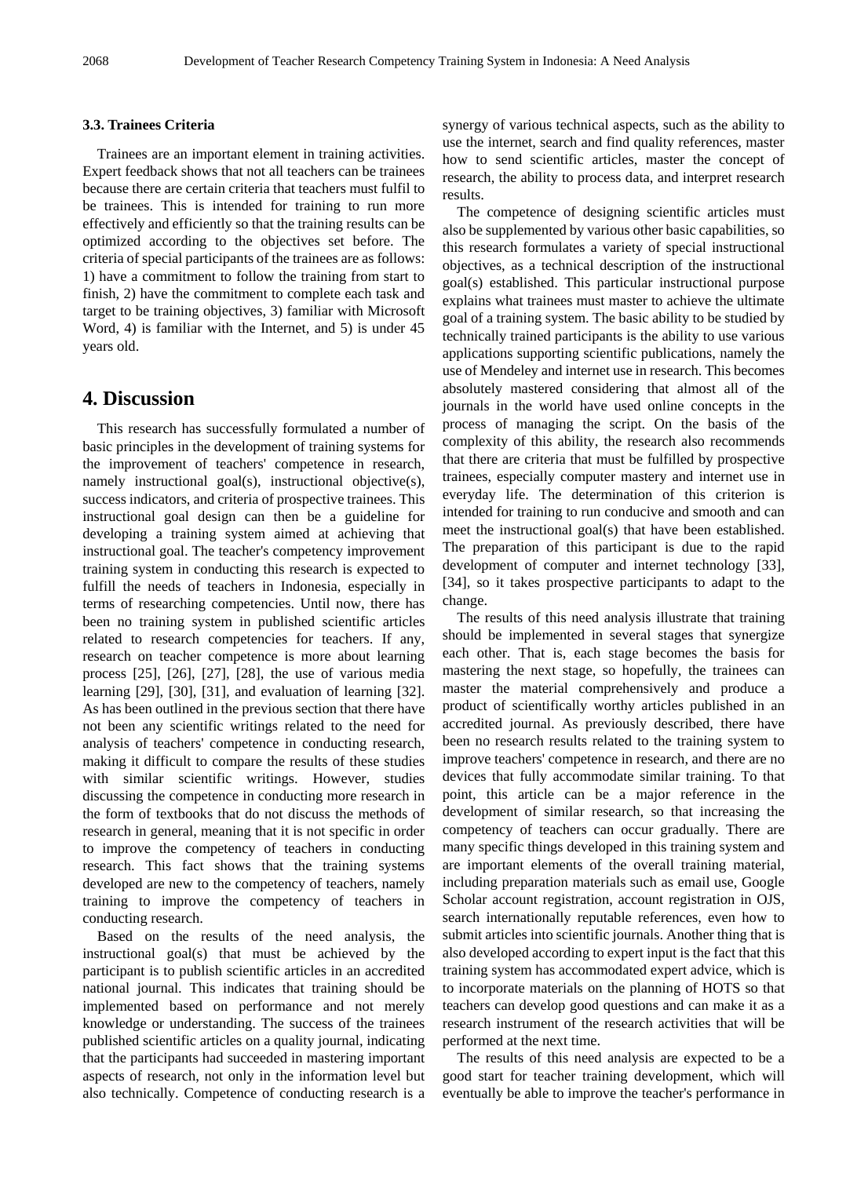### 3.3. Trainees Criteria

Trainees are an important element in training activities. Expert feedback shows that not all teachers can be trainees because there are certain criteria that teachers must fulfil to be trainees. This is intended for training to run more effectively and efficiently so that the training results can be optimized according to the objectives set before. The criteria of special participants of the trainees are as follows: 1) have a commitment to follow the training from start to finish, 2) have the commitment to complete each task and target to be training objectives, 3) familiar with Microsoft Word, 4) is familiar with the Internet, and 5) is under 45 years old.

## 4. Discussion

This research has successfully formulated a number of basic principles in the development of training systems for the improvement of teachers' competence in research, namely instructional goal(s), instructional objective(s), success indicators, and criteria of prospective trainees. This instructional goal design can then be a guideline for developing a training system aimed at achieving that instructional goal. The teacher's competency improvement training system in conducting this research is expected to fulfill the needs of teachers in Indonesia, especially in terms of researching competencies. Until now, there has been no training system in published scientific articles related to research competencies for teachers. If any, research on teacher competence is more about learning process [25], [26], [27], [28], the use of various media learning [29], [30], [31], and evaluation of learning [32]. As has been outlined in the previous section that there have not been any scientific writings related to the need for analysis of teachers' competence in conducting research, making it difficult to compare the results of these studies with similar scientific writings. However, studies discussing the competence in conducting more research in the form of textbooks that do not discuss the methods of research in general, meaning that it is not specific in order to improve the competency of teachers in conducting research. This fact shows that the training systems developed are new to the competency of teachers, namely training to improve the competency of teachers in conducting research.

Based on the results of the need analysis, the instructional goal(s) that must be achieved by the participant is to publish scientific articles in an accredited national journal. This indicates that training should be implemented based on performance and not merely knowledge or understanding. The success of the trainees published scientific articles on a quality journal, indicating that the participants had succeeded in mastering important aspects of research, not only in the information level but also technically. Competence of conducting research is a synergy of various technical aspects, such as the ability to use the internet, search and find quality references, master how to send scientific articles, master the concept of research, the ability to process data, and interpret research results.

The competence of designing scientific articles must also be supplemented by various other basic capabilities, so this research formulates a variety of special instructional objectives, as a technical description of the instructional goal(s) established. This particular instructional purpose explains what trainees must master to achieve the ultimate goal of a training system. The basic ability to be studied by technically trained participants is the ability to use various applications supporting scientific publications, namely the use of Mendeley and internet use in research. This becomes absolutely mastered considering that almost all of the journals in the world have used online concepts in the process of managing the script. On the basis of the complexity of this ability, the research also recommends that there are criteria that must be fulfilled by prospective trainees, especially computer mastery and internet use in everyday life. The determination of this criterion is intended for training to run conducive and smooth and can meet the instructional goal(s) that have been established. The preparation of this participant is due to the rapid development of computer and internet technology [33], [34], so it takes prospective participants to adapt to the change.

The results of this need analysis illustrate that training should be implemented in several stages that synergize each other. That is, each stage becomes the basis for mastering the next stage, so hopefully, the trainees can master the material comprehensively and produce a product of scientifically worthy articles published in an accredited journal. As previously described, there have been no research results related to the training system to improve teachers' competence in research, and there are no devices that fully accommodate similar training. To that point, this article can be a major reference in the development of similar research, so that increasing the competency of teachers can occur gradually. There are many specific things developed in this training system and are important elements of the overall training material, including preparation materials such as email use, Google Scholar account registration, account registration in OJS, search internationally reputable references, even how to submit articles into scientific journals. Another thing that is also developed according to expert input is the fact that this training system has accommodated expert advice, which is to incorporate materials on the planning of HOTS so that teachers can develop good questions and can make it as a research instrument of the research activities that will be performed at the next time.

The results of this need analysis are expected to be a good start for teacher training development, which will eventually be able to improve the teacher's performance in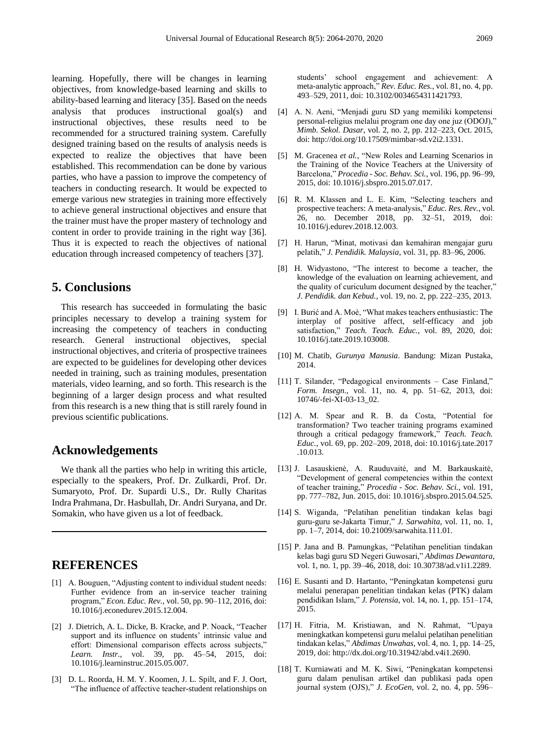learning. Hopefully, there will be changes in learning objectives, from knowledge-based learning and skills to ability-based learning and literacy [35]. Based on the needs analysis that produces instructional goal(s) and instructional objectives, these results need to be recommended for a structured training system. Carefully designed training based on the results of analysis needs is expected to realize the objectives that have been established. This recommendation can be done by various parties, who have a passion to improve the competency of teachers in conducting research. It would be expected to emerge various new strategies in training more effectively to achieve general instructional objectives and ensure that the trainer must have the proper mastery of technology and content in order to provide training in the right way [36]. Thus it is expected to reach the objectives of national education through increased competency of teachers [37].

## 5. Conclusions

This research has succeeded in formulating the basic principles necessary to develop a training system for increasing the competency of teachers in conducting research. General instructional objectives, special instructional objectives, and criteria of prospective trainees are expected to be guidelines for developing other devices needed in training, such as training modules, presentation materials, video learning, and so forth. This research is the beginning of a larger design process and what resulted from this research is a new thing that is still rarely found in previous scientific publications.

## Acknowledgements

We thank all the parties who help in writing this article, especially to the speakers, Prof. Dr. Zulkardi, Prof. Dr. Sumaryoto, Prof. Dr. Supardi U.S., Dr. Rully Charitas Indra Prahmana, Dr. Hasbullah, Dr. Andri Suryana, and Dr. Somakin, who have given us a lot of feedback.

## REFERENCES

[1] A. Bouguen, "Adjusting content to individual student needs: Further evidence from an in-service teacher training program," *Econ. Educ. Rev.*, vol. 50, pp. 90–112, 2016, doi: 10.1016/j.econedurev.2015.12.004.

[2] J. Dietrich, A. L. Dicke, B. Kracke, and P. Noack, "Teacher support and its influence on students' intrinsic value and effort: Dimensional comparison effects across subjects," *Learn. Instr.*, vol. 39, pp. 45–54, 2015, doi: 10.1016/j.learninstruc.2015.05.007.

[3] D. L. Roorda, H. M. Y. Koomen, J. L. Spilt, and F. J. Oort, "The influence of affective teacher-student relationships on students' school engagement and achievement: A meta-analytic approach," *Rev. Educ. Res.*, vol. 81, no. 4, pp. 493–529, 2011, doi: 10.3102/0034654311421793.

[4] A. N. Aeni, "Menjadi guru SD yang memiliki kompetensi personal-religius melalui program one day one juz (ODOJ)," *Mimb. Sekol. Dasar*, vol. 2, no. 2, pp. 212–223, Oct. 2015, doi: http://doi.org/10.17509/mimbar-sd.v2i2.1331.

[5] M. Gracenea *et al.*, "New Roles and Learning Scenarios in the Training of the Novice Teachers at the University of Barcelona," *Procedia - Soc. Behav. Sci.*, vol. 196, pp. 96–99, 2015, doi: 10.1016/j.sbspro.2015.07.017.

[6] R. M. Klassen and L. E. Kim, "Selecting teachers and prospective teachers: A meta-analysis," *Educ. Res. Rev.*, vol. 26, no. December 2018, pp. 32–51, 2019, doi: 10.1016/j.edurev.2018.12.003.

[7] H. Harun, "Minat, motivasi dan kemahiran mengajar guru pelatih," *J. Pendidik. Malaysia*, vol. 31, pp. 83–96, 2006.

[8] H. Widyastono, "The interest to become a teacher, the knowledge of the evaluation on learning achievement, and the quality of curiculum document designed by the teacher," *J. Pendidik. dan Kebud.*, vol. 19, no. 2, pp. 222–235, 2013.

[9] I. Burić and A. Moè, "What makes teachers enthusiastic: The interplay of positive affect, self-efficacy and job satisfaction," *Teach. Teach. Educ.*, vol. 89, 2020, doi: 10.1016/j.tate.2019.103008.

[10] M. Chatib, *Gurunya Manusia*. Bandung: Mizan Pustaka, 2014.

[11] T. Silander, "Pedagogical environments – Case Finland," *Form. Insegn.*, vol. 11, no. 4, pp. 51–62, 2013, doi: 10746/-fei-XI-03-13_02.

[12] A. M. Spear and R. B. da Costa, "Potential for transformation? Two teacher training programs examined through a critical pedagogy framework," *Teach. Teach. Educ.*, vol. 69, pp. 202–209, 2018, doi: 10.1016/j.tate.2017.10.013.

[13] J. Lasauskienė, A. Rauduvaitė, and M. Barkauskaitė, "Development of general competencies within the context of teacher training," *Procedia - Soc. Behav. Sci.*, vol. 191, pp. 777–782, Jun. 2015, doi: 10.1016/j.sbspro.2015.04.525.

[14] S. Wiganda, "Pelatihan penelitian tindakan kelas bagi guru-guru se-Jakarta Timur," *J. Sarwahita*, vol. 11, no. 1, pp. 1–7, 2014, doi: 10.21009/sarwahita.111.01.

[15] P. Jana and B. Pamungkas, "Pelatihan penelitian tindakan kelas bagi guru SD Negeri Guwosari," *Abdimas Dewantara*, vol. 1, no. 1, pp. 39–46, 2018, doi: 10.30738/ad.v1i1.2289.

[16] E. Susanti and D. Hartanto, "Peningkatan kompetensi guru melalui penerapan penelitian tindakan kelas (PTK) dalam pendidikan Islam," *J. Potensia*, vol. 14, no. 1, pp. 151–174, 2015.

[17] H. Fitria, M. Kristiawan, and N. Rahmat, "Upaya meningkatkan kompetensi guru melalui pelatihan penelitian tindakan kelas," *Abdimas Unwahas*, vol. 4, no. 1, pp. 14–25, 2019, doi: http://dx.doi.org/10.31942/abd.v4i1.2690.

[18] T. Kurniawati and M. K. Siwi, "Peningkatan kompetensi guru dalam penulisan artikel dan publikasi pada open journal system (OJS)," *J. EcoGen*, vol. 2, no. 4, pp. 596–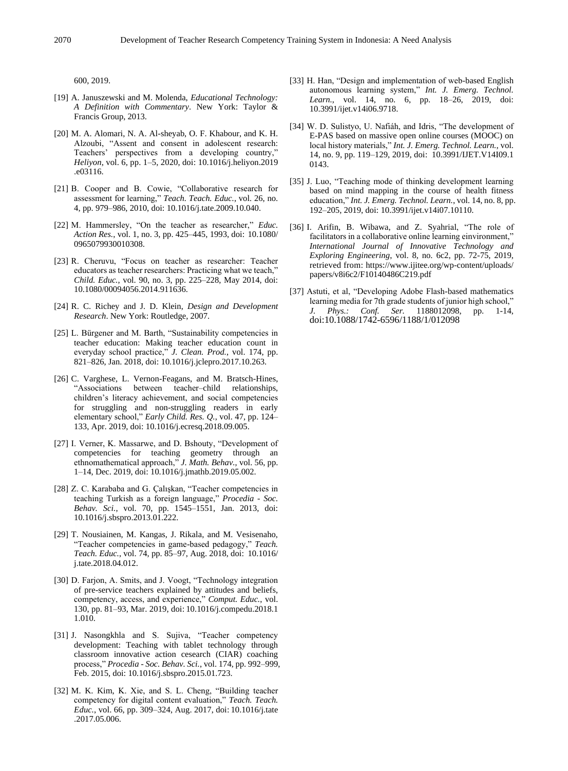600, 2019.

[19] A. Januszewski and M. Molenda, *Educational Technology: A Definition with Commentary*. New York: Taylor & Francis Group, 2013.

[20] M. A. Alomari, N. A. Al-sheyab, O. F. Khabour, and K. H. Alzoubi, "Assent and consent in adolescent research: Teachers' perspectives from a developing country," *Heliyon*, vol. 6, pp. 1–5, 2020, doi: 10.1016/j.heliyon.2019.e03116.

[21] B. Cooper and B. Cowie, "Collaborative research for assessment for learning," *Teach. Teach. Educ.*, vol. 26, no. 4, pp. 979–986, 2010, doi: 10.1016/j.tate.2009.10.040.

[22] M. Hammersley, "On the teacher as researcher," *Educ. Action Res.*, vol. 1, no. 3, pp. 425–445, 1993, doi: 10.1080/0965079930010308.

[23] R. Cheruvu, "Focus on teacher as researcher: Teacher educators as teacher researchers: Practicing what we teach," *Child. Educ.*, vol. 90, no. 3, pp. 225–228, May 2014, doi: 10.1080/00094056.2014.911636.

[24] R. C. Richey and J. D. Klein, *Design and Development Research*. New York: Routledge, 2007.

[25] L. Bürgener and M. Barth, "Sustainability competencies in teacher education: Making teacher education count in everyday school practice," *J. Clean. Prod.*, vol. 174, pp. 821–826, Jan. 2018, doi: 10.1016/j.jclepro.2017.10.263.

[26] C. Varghese, L. Vernon-Feagans, and M. Bratsch-Hines, "Associations between teacher–child relationships, children's literacy achievement, and social competencies for struggling and non-struggling readers in early elementary school," *Early Child. Res. Q.*, vol. 47, pp. 124–133, Apr. 2019, doi: 10.1016/j.ecresq.2018.09.005.

[27] I. Verner, K. Massarwe, and D. Bshouty, "Development of competencies for teaching geometry through an ethnomathematical approach," *J. Math. Behav.*, vol. 56, pp. 1–14, Dec. 2019, doi: 10.1016/j.jmathb.2019.05.002.

[28] Z. C. Karababa and G. Çalışkan, "Teacher competencies in teaching Turkish as a foreign language," *Procedia - Soc. Behav. Sci.*, vol. 70, pp. 1545–1551, Jan. 2013, doi: 10.1016/j.sbspro.2013.01.222.

[29] T. Nousiainen, M. Kangas, J. Rikala, and M. Vesisenaho, "Teacher competencies in game-based pedagogy," *Teach. Teach. Educ.*, vol. 74, pp. 85–97, Aug. 2018, doi: 10.1016/j.tate.2018.04.012.

[30] D. Farjon, A. Smits, and J. Voogt, "Technology integration of pre-service teachers explained by attitudes and beliefs, competency, access, and experience," *Comput. Educ.*, vol. 130, pp. 81–93, Mar. 2019, doi: 10.1016/j.compedu.2018.11.010.

[31] J. Nasongkhla and S. Sujiva, "Teacher competency development: Teaching with tablet technology through classroom innovative action cesearch (CIAR) coaching process," *Procedia - Soc. Behav. Sci.*, vol. 174, pp. 992–999, Feb. 2015, doi: 10.1016/j.sbspro.2015.01.723.

[32] M. K. Kim, K. Xie, and S. L. Cheng, "Building teacher competency for digital content evaluation," *Teach. Teach. Educ.*, vol. 66, pp. 309–324, Aug. 2017, doi: 10.1016/j.tate.2017.05.006.

[33] H. Han, "Design and implementation of web-based English autonomous learning system," *Int. J. Emerg. Technol. Learn.*, vol. 14, no. 6, pp. 18–26, 2019, doi: 10.3991/ijet.v14i06.9718.

[34] W. D. Sulistyo, U. Nafiáh, and Idris, "The development of E-PAS based on massive open online courses (MOOC) on local history materials," *Int. J. Emerg. Technol. Learn.*, vol. 14, no. 9, pp. 119–129, 2019, doi: 10.3991/IJET.V14I09.10143.

[35] J. Luo, "Teaching mode of thinking development learning based on mind mapping in the course of health fitness education," *Int. J. Emerg. Technol. Learn.*, vol. 14, no. 8, pp. 192–205, 2019, doi: 10.3991/ijet.v14i07.10110.

[36] I. Arifin, B. Wibawa, and Z. Syahrial, "The role of facilitators in a collaborative online learning einvironment," *International Journal of Innovative Technology and Exploring Engineering*, vol. 8, no. 6c2, pp. 72-75, 2019, retrieved from: https://www.ijitee.org/wp-content/uploads/papers/v8i6c2/F10140486C219.pdf

[37] Astuti, et al, "Developing Adobe Flash-based mathematics learning media for 7th grade students of junior high school," *J. Phys.: Conf. Ser.* 1188012098, pp. 1-14, doi:10.1088/1742-6596/1188/1/012098